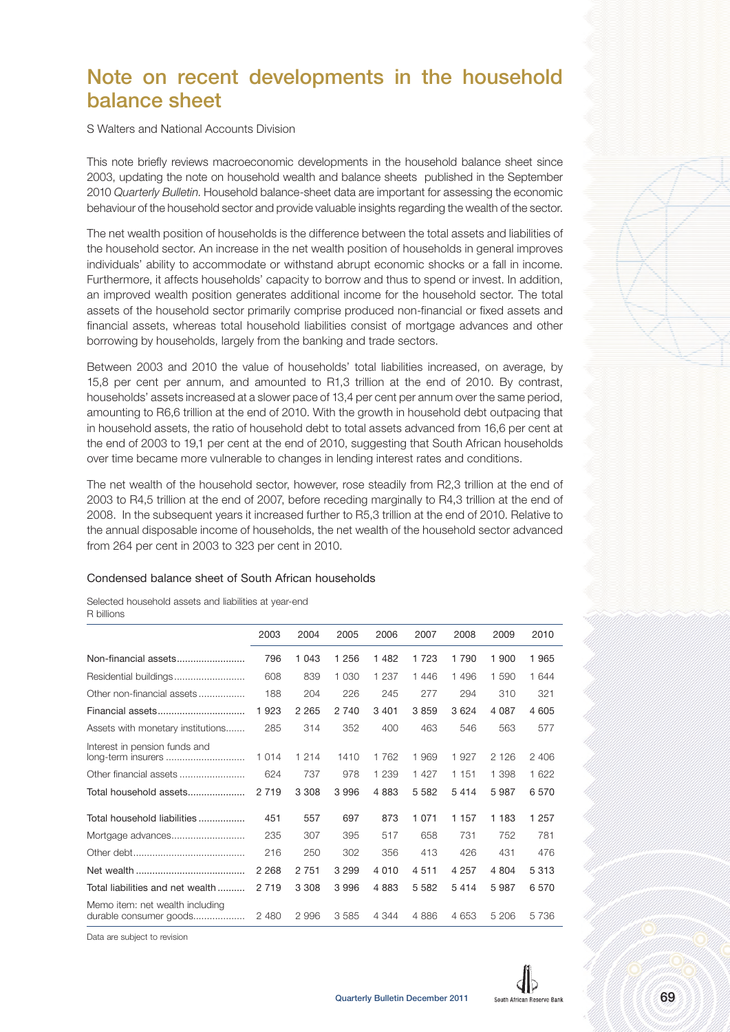# Note on recent developments in the household balance sheet

S Walters and National Accounts Division

This note briefly reviews macroeconomic developments in the household balance sheet since 2003, updating the note on household wealth and balance sheets published in the September 2010 *Quarterly Bulletin*. Household balance-sheet data are important for assessing the economic behaviour of the household sector and provide valuable insights regarding the wealth of the sector.

The net wealth position of households is the difference between the total assets and liabilities of the household sector. An increase in the net wealth position of households in general improves individuals' ability to accommodate or withstand abrupt economic shocks or a fall in income. Furthermore, it affects households' capacity to borrow and thus to spend or invest. In addition, an improved wealth position generates additional income for the household sector. The total assets of the household sector primarily comprise produced non-financial or fixed assets and financial assets, whereas total household liabilities consist of mortgage advances and other borrowing by households, largely from the banking and trade sectors.

Between 2003 and 2010 the value of households' total liabilities increased, on average, by 15,8 per cent per annum, and amounted to R1,3 trillion at the end of 2010. By contrast, households' assets increased at a slower pace of 13,4 per cent per annum over the same period, amounting to R6,6 trillion at the end of 2010. With the growth in household debt outpacing that in household assets, the ratio of household debt to total assets advanced from 16,6 per cent at the end of 2003 to 19,1 per cent at the end of 2010, suggesting that South African households over time became more vulnerable to changes in lending interest rates and conditions.

The net wealth of the household sector, however, rose steadily from R2,3 trillion at the end of 2003 to R4,5 trillion at the end of 2007, before receding marginally to R4,3 trillion at the end of 2008. In the subsequent years it increased further to R5,3 trillion at the end of 2010. Relative to the annual disposable income of households, the net wealth of the household sector advanced from 264 per cent in 2003 to 323 per cent in 2010.

## Condensed balance sheet of South African households

Selected household assets and liabilities at year-end
R billions

| | 2003 | 2004 | 2005 | 2006 | 2007 | 2008 | 2009 | 2010 |
|---|---|---|---|---|---|---|---|---|
| Non-financial assets | 796 | 1 043 | 1 256 | 1 482 | 1 723 | 1 790 | 1 900 | 1 965 |
| Residential buildings | 608 | 839 | 1 030 | 1 237 | 1 446 | 1 496 | 1 590 | 1 644 |
| Other non-financial assets | 188 | 204 | 226 | 245 | 277 | 294 | 310 | 321 |
| Financial assets | 1 923 | 2 265 | 2 740 | 3 401 | 3 859 | 3 624 | 4 087 | 4 605 |
| Assets with monetary institutions | 285 | 314 | 352 | 400 | 463 | 546 | 563 | 577 |
| Interest in pension funds and long-term insurers | 1 014 | 1 214 | 1410 | 1 762 | 1 969 | 1 927 | 2 126 | 2 406 |
| Other financial assets | 624 | 737 | 978 | 1 239 | 1 427 | 1 151 | 1 398 | 1 622 |
| Total household assets | 2 719 | 3 308 | 3 996 | 4 883 | 5 582 | 5 414 | 5 987 | 6 570 |
| Total household liabilities | 451 | 557 | 697 | 873 | 1 071 | 1 157 | 1 183 | 1 257 |
| Mortgage advances | 235 | 307 | 395 | 517 | 658 | 731 | 752 | 781 |
| Other debt | 216 | 250 | 302 | 356 | 413 | 426 | 431 | 476 |
| Net wealth | 2 268 | 2 751 | 3 299 | 4 010 | 4 511 | 4 257 | 4 804 | 5 313 |
| Total liabilities and net wealth | 2 719 | 3 308 | 3 996 | 4 883 | 5 582 | 5 414 | 5 987 | 6 570 |
| Memo item: net wealth including durable consumer goods | 2 480 | 2 996 | 3 585 | 4 344 | 4 886 | 4 653 | 5 206 | 5 736 |

Data are subject to revision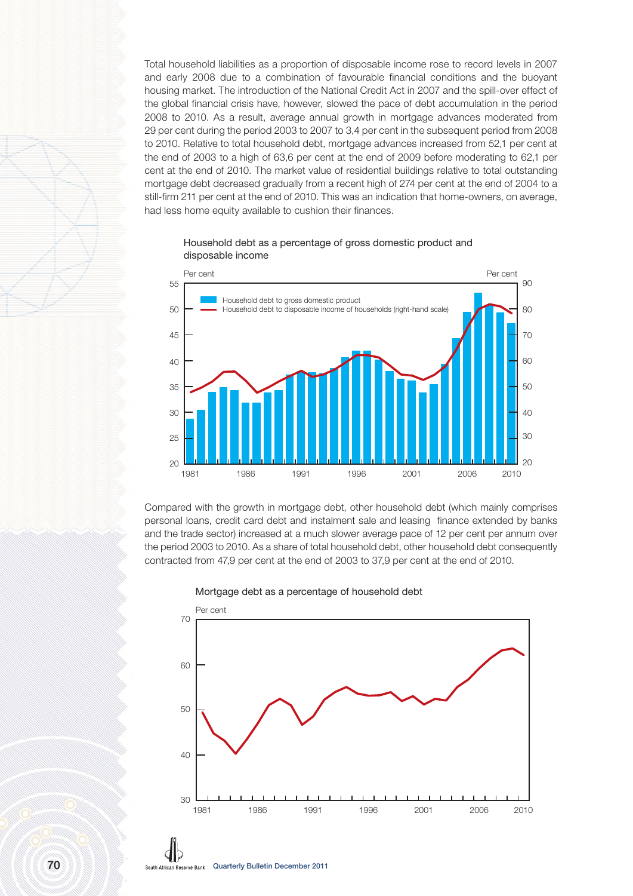Total household liabilities as a proportion of disposable income rose to record levels in 2007 and early 2008 due to a combination of favourable financial conditions and the buoyant housing market. The introduction of the National Credit Act in 2007 and the spill-over effect of the global financial crisis have, however, slowed the pace of debt accumulation in the period 2008 to 2010. As a result, average annual growth in mortgage advances moderated from 29 per cent during the period 2003 to 2007 to 3,4 per cent in the subsequent period from 2008 to 2010. Relative to total household debt, mortgage advances increased from 52,1 per cent at the end of 2003 to a high of 63,6 per cent at the end of 2009 before moderating to 62,1 per cent at the end of 2010. The market value of residential buildings relative to total outstanding mortgage debt decreased gradually from a recent high of 274 per cent at the end of 2004 to a still-firm 211 per cent at the end of 2010. This was an indication that home-owners, on average, had less home equity available to cushion their finances.

Household debt as a percentage of gross domestic product and disposable income

Per cent

Per cent

55
50
45
40
35
30
25
20

90
80
70
60
50
40
30
20

Household debt to gross domestic product

Household debt to disposable income of households (right-hand scale)

1981 1986 1991 1996 2001 2006 2010

Compared with the growth in mortgage debt, other household debt (which mainly comprises personal loans, credit card debt and instalment sale and leasing finance extended by banks and the trade sector) increased at a much slower average pace of 12 per cent per annum over the period 2003 to 2010. As a share of total household debt, other household debt consequently contracted from 47,9 per cent at the end of 2003 to 37,9 per cent at the end of 2010.

Mortgage debt as a percentage of household debt

Per cent

70
60
50
40
30

1981 1986 1991 1996 2001 2006 2010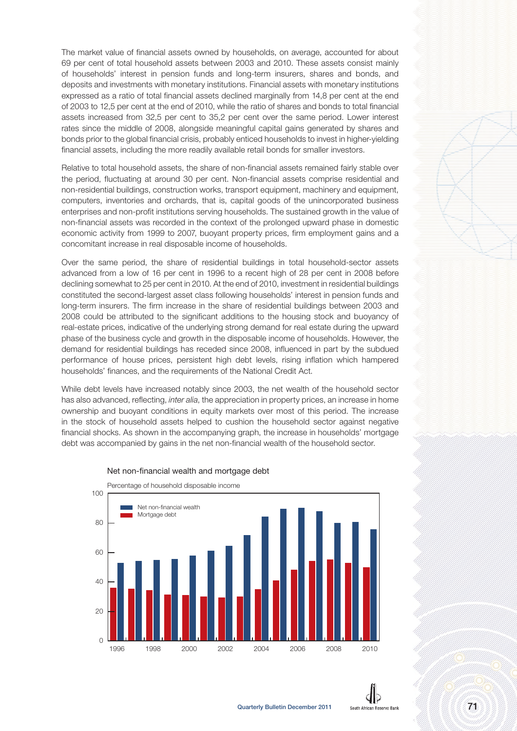The market value of financial assets owned by households, on average, accounted for about 69 per cent of total household assets between 2003 and 2010. These assets consist mainly of households' interest in pension funds and long-term insurers, shares and bonds, and deposits and investments with monetary institutions. Financial assets with monetary institutions expressed as a ratio of total financial assets declined marginally from 14,8 per cent at the end of 2003 to 12,5 per cent at the end of 2010, while the ratio of shares and bonds to total financial assets increased from 32,5 per cent to 35,2 per cent over the same period. Lower interest rates since the middle of 2008, alongside meaningful capital gains generated by shares and bonds prior to the global financial crisis, probably enticed households to invest in higher-yielding financial assets, including the more readily available retail bonds for smaller investors.

Relative to total household assets, the share of non-financial assets remained fairly stable over the period, fluctuating at around 30 per cent. Non-financial assets comprise residential and non-residential buildings, construction works, transport equipment, machinery and equipment, computers, inventories and orchards, that is, capital goods of the unincorporated business enterprises and non-profit institutions serving households. The sustained growth in the value of non-financial assets was recorded in the context of the prolonged upward phase in domestic economic activity from 1999 to 2007, buoyant property prices, firm employment gains and a concomitant increase in real disposable income of households.

Over the same period, the share of residential buildings in total household-sector assets advanced from a low of 16 per cent in 1996 to a recent high of 28 per cent in 2008 before declining somewhat to 25 per cent in 2010. At the end of 2010, investment in residential buildings constituted the second-largest asset class following households' interest in pension funds and long-term insurers. The firm increase in the share of residential buildings between 2003 and 2008 could be attributed to the significant additions to the housing stock and buoyancy of real-estate prices, indicative of the underlying strong demand for real estate during the upward phase of the business cycle and growth in the disposable income of households. However, the demand for residential buildings has receded since 2008, influenced in part by the subdued performance of house prices, persistent high debt levels, rising inflation which hampered households' finances, and the requirements of the National Credit Act.

While debt levels have increased notably since 2003, the net wealth of the household sector has also advanced, reflecting, *inter alia*, the appreciation in property prices, an increase in home ownership and buoyant conditions in equity markets over most of this period. The increase in the stock of household assets helped to cushion the household sector against negative financial shocks. As shown in the accompanying graph, the increase in households' mortgage debt was accompanied by gains in the net non-financial wealth of the household sector.

Net non-financial wealth and mortgage debt

Percentage of household disposable income

Net non-financial wealth
Mortgage debt

100
80
60
40
20
0

1996 1998 2000 2002 2004 2006 2008 2010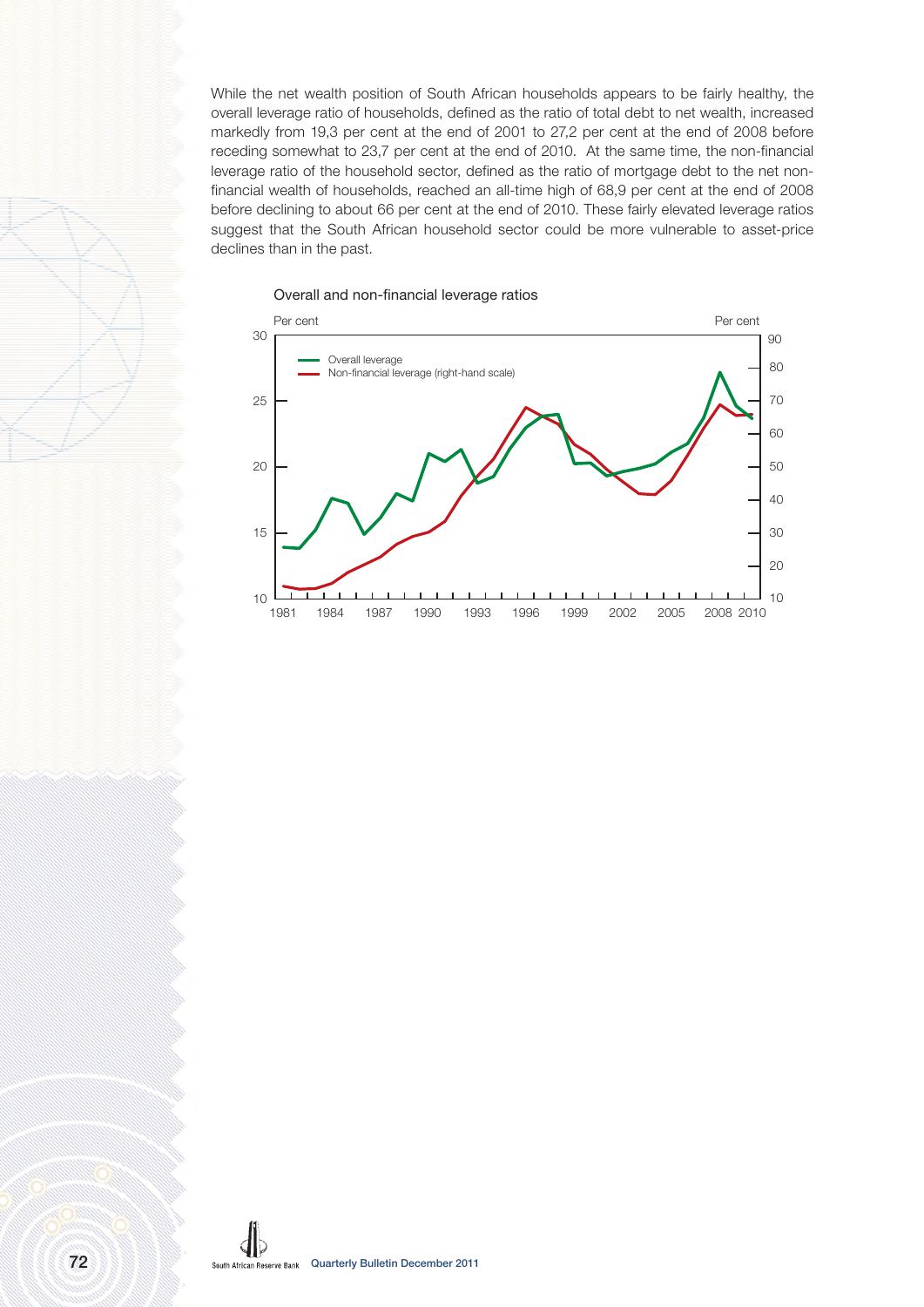While the net wealth position of South African households appears to be fairly healthy, the overall leverage ratio of households, defined as the ratio of total debt to net wealth, increased markedly from 19,3 per cent at the end of 2001 to 27,2 per cent at the end of 2008 before receding somewhat to 23,7 per cent at the end of 2010. At the same time, the non-financial leverage ratio of the household sector, defined as the ratio of mortgage debt to the net non-financial wealth of households, reached an all-time high of 68,9 per cent at the end of 2008 before declining to about 66 per cent at the end of 2010. These fairly elevated leverage ratios suggest that the South African household sector could be more vulnerable to asset-price declines than in the past.

Overall and non-financial leverage ratios

Per cent

Per cent

Overall leverage

Non-financial leverage (right-hand scale)

30
25
20
15
10

90
80
70
60
50
40
30
20
10

1981 1984 1987 1990 1993 1996 1999 2002 2005 2008 2010